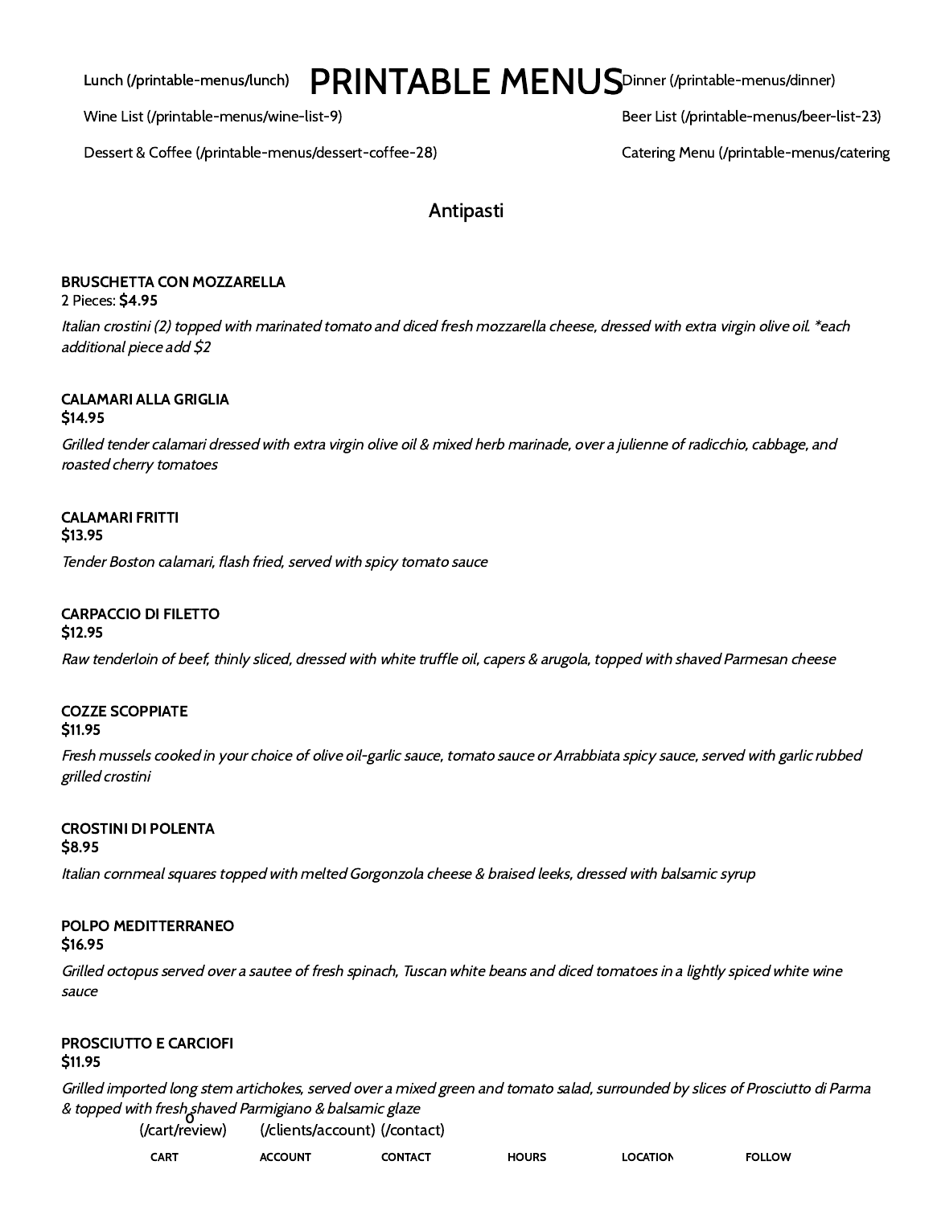Lunch (/printable-menus/lunch)

# PRINTABLE MENUS

Dinner (/printable-menus/dinner)

Wine List (/printable-menus/wine-list-9)

Beer List (/printable-menus/beer-list-23)

Dessert & Coffee (/printable-menus/dessert-coffee-28)

Catering Menu (/printable-menus/catering

## Antipasti

**BRUSCHETTA CON MOZZARELLA**
2 Pieces: **$4.95**

*Italian crostini (2) topped with marinated tomato and diced fresh mozzarella cheese, dressed with extra virgin olive oil. *each additional piece add $2*

**CALAMARI ALLA GRIGLIA**
**$14.95**

*Grilled tender calamari dressed with extra virgin olive oil & mixed herb marinade, over a julienne of radicchio, cabbage, and roasted cherry tomatoes*

**CALAMARI FRITTI**
**$13.95**

*Tender Boston calamari, flash fried, served with spicy tomato sauce*

**CARPACCIO DI FILETTO**
**$12.95**

*Raw tenderloin of beef, thinly sliced, dressed with white truffle oil, capers & arugola, topped with shaved Parmesan cheese*

**COZZE SCOPPIATE**
**$11.95**

*Fresh mussels cooked in your choice of olive oil-garlic sauce, tomato sauce or Arrabbiata spicy sauce, served with garlic rubbed grilled crostini*

**CROSTINI DI POLENTA**
**$8.95**

*Italian cornmeal squares topped with melted Gorgonzola cheese & braised leeks, dressed with balsamic syrup*

**POLPO MEDITTERRANEO**
**$16.95**

*Grilled octopus served over a sautee of fresh spinach, Tuscan white beans and diced tomatoes in a lightly spiced white wine sauce*

**PROSCIUTTO E CARCIOFI**
**$11.95**

*Grilled imported long stem artichokes, served over a mixed green and tomato salad, surrounded by slices of Prosciutto di Parma & topped with fresh shaved Parmigiano & balsamic glaze*

0 (/cart/review) (/clients/account) (/contact)

CART ACCOUNT CONTACT HOURS LOCATION FOLLOW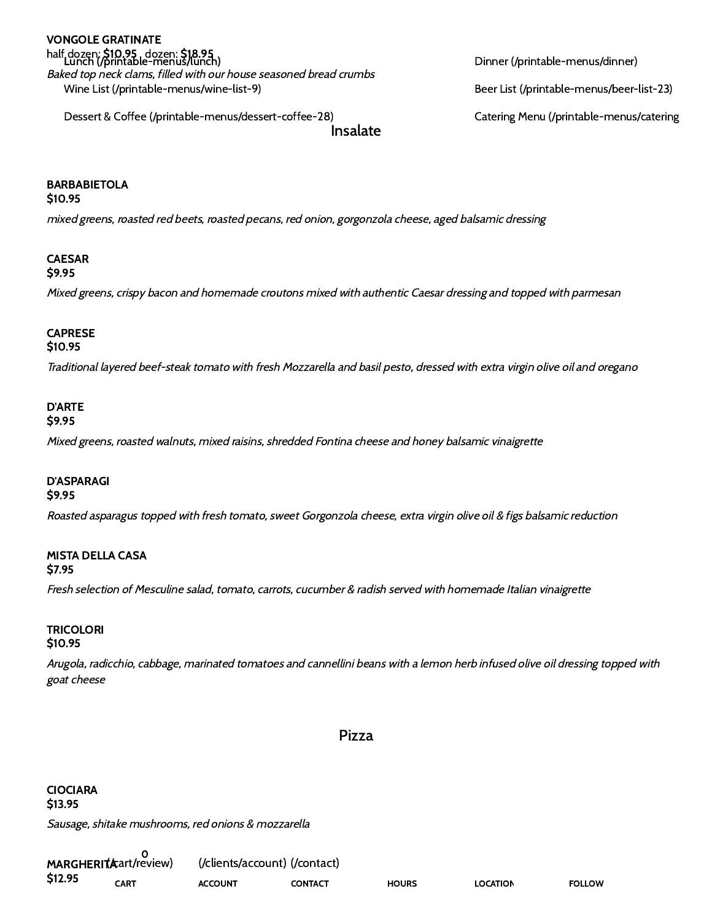**VONGOLE GRATINATE**
half dozen: **$10.95** , dozen: **$18.95**

*Baked top neck clams, filled with our house seasoned bread crumbs*

Lunch (/printable-menus/lunch)

Dinner (/printable-menus/dinner)

Wine List (/printable-menus/wine-list-9)

Beer List (/printable-menus/beer-list-23)

Dessert & Coffee (/printable-menus/dessert-coffee-28)

Catering Menu (/printable-menus/catering

## Insalate

**BARBABIETOLA**
**$10.95**

*mixed greens, roasted red beets, roasted pecans, red onion, gorgonzola cheese, aged balsamic dressing*

**CAESAR**
**$9.95**

*Mixed greens, crispy bacon and homemade croutons mixed with authentic Caesar dressing and topped with parmesan*

**CAPRESE**
**$10.95**

*Traditional layered beef-steak tomato with fresh Mozzarella and basil pesto, dressed with extra virgin olive oil and oregano*

**D'ARTE**
**$9.95**

*Mixed greens, roasted walnuts, mixed raisins, shredded Fontina cheese and honey balsamic vinaigrette*

**D'ASPARAGI**
**$9.95**

*Roasted asparagus topped with fresh tomato, sweet Gorgonzola cheese, extra virgin olive oil & figs balsamic reduction*

**MISTA DELLA CASA**
**$7.95**

*Fresh selection of Mesculine salad, tomato, carrots, cucumber & radish served with homemade Italian vinaigrette*

**TRICOLORI**
**$10.95**

*Arugola, radicchio, cabbage, marinated tomatoes and cannellini beans with a lemon herb infused olive oil dressing topped with goat cheese*

## Pizza

**CIOCIARA**
**$13.95**

*Sausage, shitake mushrooms, red onions & mozzarella*

**MARGHERITA**
**$12.95**

0 (/cart/review) (/clients/account) (/contact)

CART ACCOUNT CONTACT HOURS LOCATION FOLLOW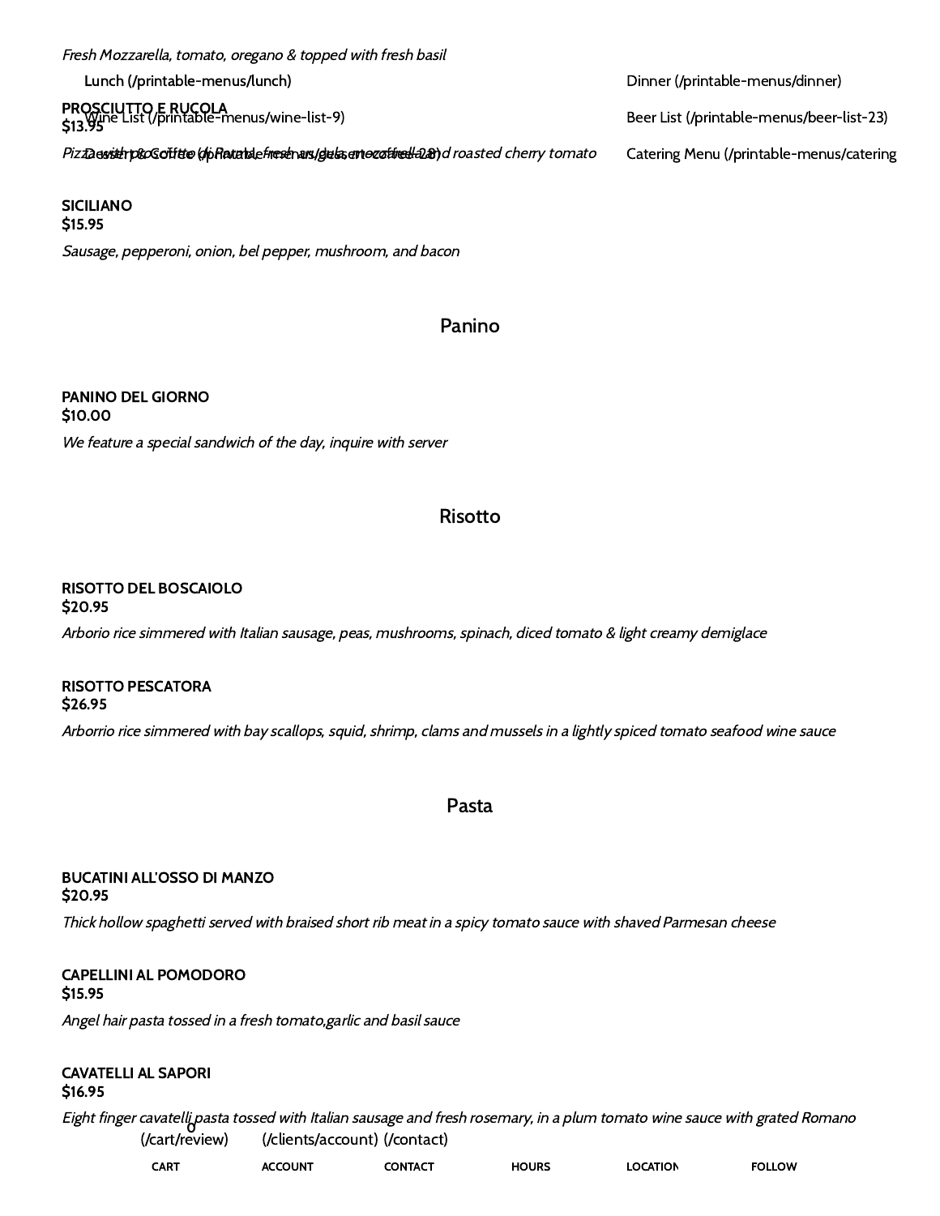*Fresh Mozzarella, tomato, oregano & topped with fresh basil*

Lunch (/printable-menus/lunch)

Dinner (/printable-menus/dinner)

Wine List (/printable-menus/wine-list-9)

Beer List (/printable-menus/beer-list-23)

Dessert & Coffee (/printable-menus/dessert-coffee-28)

Catering Menu (/printable-menus/catering

**PROSCIUTTO E RUCOLA**
**$13.95**

*Pizza with prosciutto di Parma, fresh arugula, mozzarella and roasted cherry tomato*

**SICILIANO**
**$15.95**

*Sausage, pepperoni, onion, bel pepper, mushroom, and bacon*

## Panino

**PANINO DEL GIORNO**
**$10.00**

*We feature a special sandwich of the day, inquire with server*

## Risotto

**RISOTTO DEL BOSCAIOLO**
**$20.95**

*Arborio rice simmered with Italian sausage, peas, mushrooms, spinach, diced tomato & light creamy demiglace*

**RISOTTO PESCATORA**
**$26.95**

*Arborrio rice simmered with bay scallops, squid, shrimp, clams and mussels in a lightly spiced tomato seafood wine sauce*

## Pasta

**BUCATINI ALL'OSSO DI MANZO**
**$20.95**

*Thick hollow spaghetti served with braised short rib meat in a spicy tomato sauce with shaved Parmesan cheese*

**CAPELLINI AL POMODORO**
**$15.95**

*Angel hair pasta tossed in a fresh tomato,garlic and basil sauce*

**CAVATELLI AL SAPORI**
**$16.95**

*Eight finger cavatelli pasta tossed with Italian sausage and fresh rosemary, in a plum tomato wine sauce with grated Romano*

0
(/cart/review) (/clients/account) (/contact)

CART ACCOUNT CONTACT HOURS LOCATION FOLLOW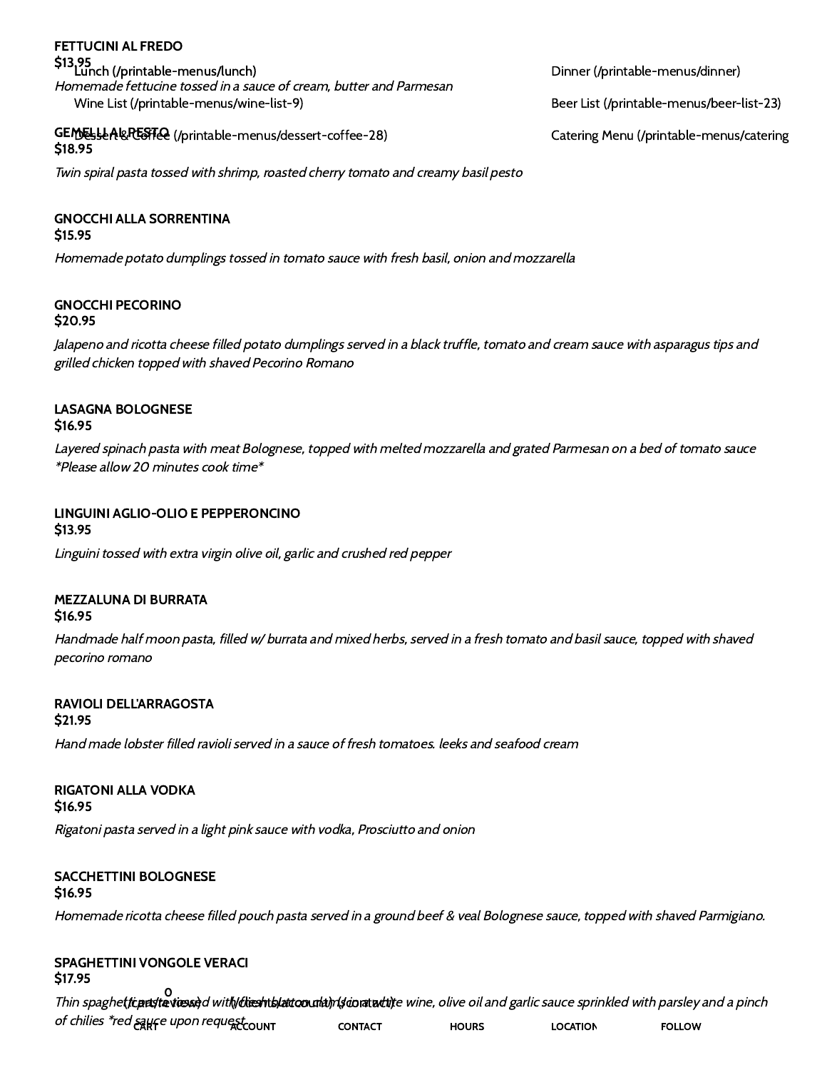Lunch (/printable-menus/lunch)
Dinner (/printable-menus/dinner)
Wine List (/printable-menus/wine-list-9)
Beer List (/printable-menus/beer-list-23)
Dessert & Coffee (/printable-menus/dessert-coffee-28)
Catering Menu (/printable-menus/catering

**FETTUCINI AL FREDO**
**$13.95**
*Homemade fettucine tossed in a sauce of cream, butter and Parmesan*

**GEMELLI AL PESTO**
**$18.95**
*Twin spiral pasta tossed with shrimp, roasted cherry tomato and creamy basil pesto*

**GNOCCHI ALLA SORRENTINA**
**$15.95**
*Homemade potato dumplings tossed in tomato sauce with fresh basil, onion and mozzarella*

**GNOCCHI PECORINO**
**$20.95**
*Jalapeno and ricotta cheese filled potato dumplings served in a black truffle, tomato and cream sauce with asparagus tips and grilled chicken topped with shaved Pecorino Romano*

**LASAGNA BOLOGNESE**
**$16.95**
*Layered spinach pasta with meat Bolognese, topped with melted mozzarella and grated Parmesan on a bed of tomato sauce *Please allow 20 minutes cook time**

**LINGUINI AGLIO-OLIO E PEPPERONCINO**
**$13.95**
*Linguini tossed with extra virgin olive oil, garlic and crushed red pepper*

**MEZZALUNA DI BURRATA**
**$16.95**
*Handmade half moon pasta, filled w/ burrata and mixed herbs, served in a fresh tomato and basil sauce, topped with shaved pecorino romano*

**RAVIOLI DELL'ARRAGOSTA**
**$21.95**
*Hand made lobster filled ravioli served in a sauce of fresh tomatoes. leeks and seafood cream*

**RIGATONI ALLA VODKA**
**$16.95**
*Rigatoni pasta served in a light pink sauce with vodka, Prosciutto and onion*

**SACCHETTINI BOLOGNESE**
**$16.95**
*Homemade ricotta cheese filled pouch pasta served in a ground beef & veal Bolognese sauce, topped with shaved Parmigiano.*

**SPAGHETTINI VONGOLE VERACI**
**$17.95**
*Thin spaghetti pasta tossed with fresh baby clams in a white wine, olive oil and garlic sauce sprinkled with parsley and a pinch of chilies *red sauce upon request*

0 (/cart/view) CART (/client/account) ACCOUNT (/contact) CONTACT HOURS LOCATION FOLLOW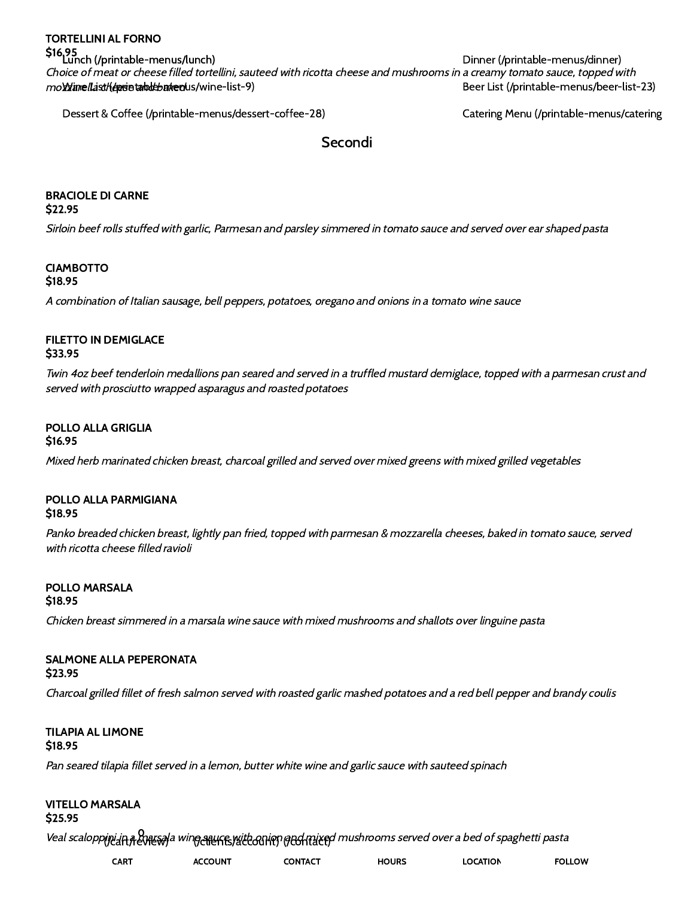**TORTELLINI AL FORNO**
**$16.95**

*Choice of meat or cheese filled tortellini, sauteed with ricotta cheese and mushrooms in a creamy tomato sauce, topped with mozzarella cheese and baked*

Lunch (/printable-menus/lunch)
Dinner (/printable-menus/dinner)
Wine List (/printable-menus/wine-list-9)
Beer List (/printable-menus/beer-list-23)
Dessert & Coffee (/printable-menus/dessert-coffee-28)
Catering Menu (/printable-menus/catering

## Secondi

**BRACIOLE DI CARNE**
**$22.95**

*Sirloin beef rolls stuffed with garlic, Parmesan and parsley simmered in tomato sauce and served over ear shaped pasta*

**CIAMBOTTO**
**$18.95**

*A combination of Italian sausage, bell peppers, potatoes, oregano and onions in a tomato wine sauce*

**FILETTO IN DEMIGLACE**
**$33.95**

*Twin 4oz beef tenderloin medallions pan seared and served in a truffled mustard demiglace, topped with a parmesan crust and served with prosciutto wrapped asparagus and roasted potatoes*

**POLLO ALLA GRIGLIA**
**$16.95**

*Mixed herb marinated chicken breast, charcoal grilled and served over mixed greens with mixed grilled vegetables*

**POLLO ALLA PARMIGIANA**
**$18.95**

*Panko breaded chicken breast, lightly pan fried, topped with parmesan & mozzarella cheeses, baked in tomato sauce, served with ricotta cheese filled ravioli*

**POLLO MARSALA**
**$18.95**

*Chicken breast simmered in a marsala wine sauce with mixed mushrooms and shallots over linguine pasta*

**SALMONE ALLA PEPERONATA**
**$23.95**

*Charcoal grilled fillet of fresh salmon served with roasted garlic mashed potatoes and a red bell pepper and brandy coulis*

**TILAPIA AL LIMONE**
**$18.95**

*Pan seared tilapia fillet served in a lemon, butter white wine and garlic sauce with sauteed spinach*

**VITELLO MARSALA**
**$25.95**

*Veal scaloppini in a marsala wine sauce with onion and mixed mushrooms served over a bed of spaghetti pasta*

0 (/cart/review) (/clients/account) (/contact)

CART ACCOUNT CONTACT HOURS LOCATION FOLLOW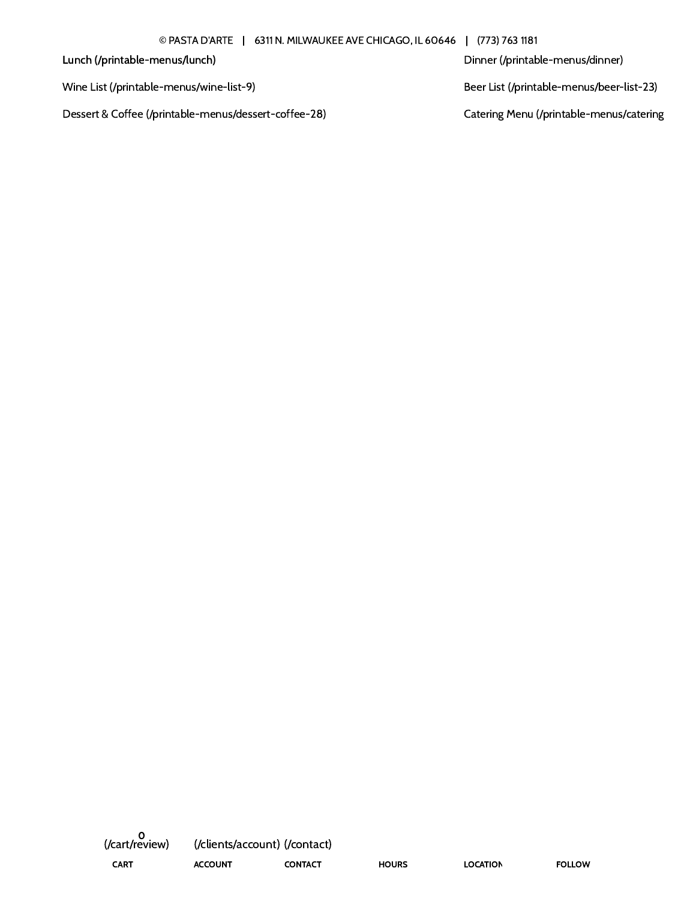© PASTA D'ARTE | 6311 N. MILWAUKEE AVE CHICAGO, IL 60646 | (773) 763 1181

Lunch (/printable-menus/lunch)

Dinner (/printable-menus/dinner)

Wine List (/printable-menus/wine-list-9)

Beer List (/printable-menus/beer-list-23)

Dessert & Coffee (/printable-menus/dessert-coffee-28)

Catering Menu (/printable-menus/catering

0
(/cart/review) (/clients/account) (/contact)

CART ACCOUNT CONTACT HOURS LOCATION FOLLOW